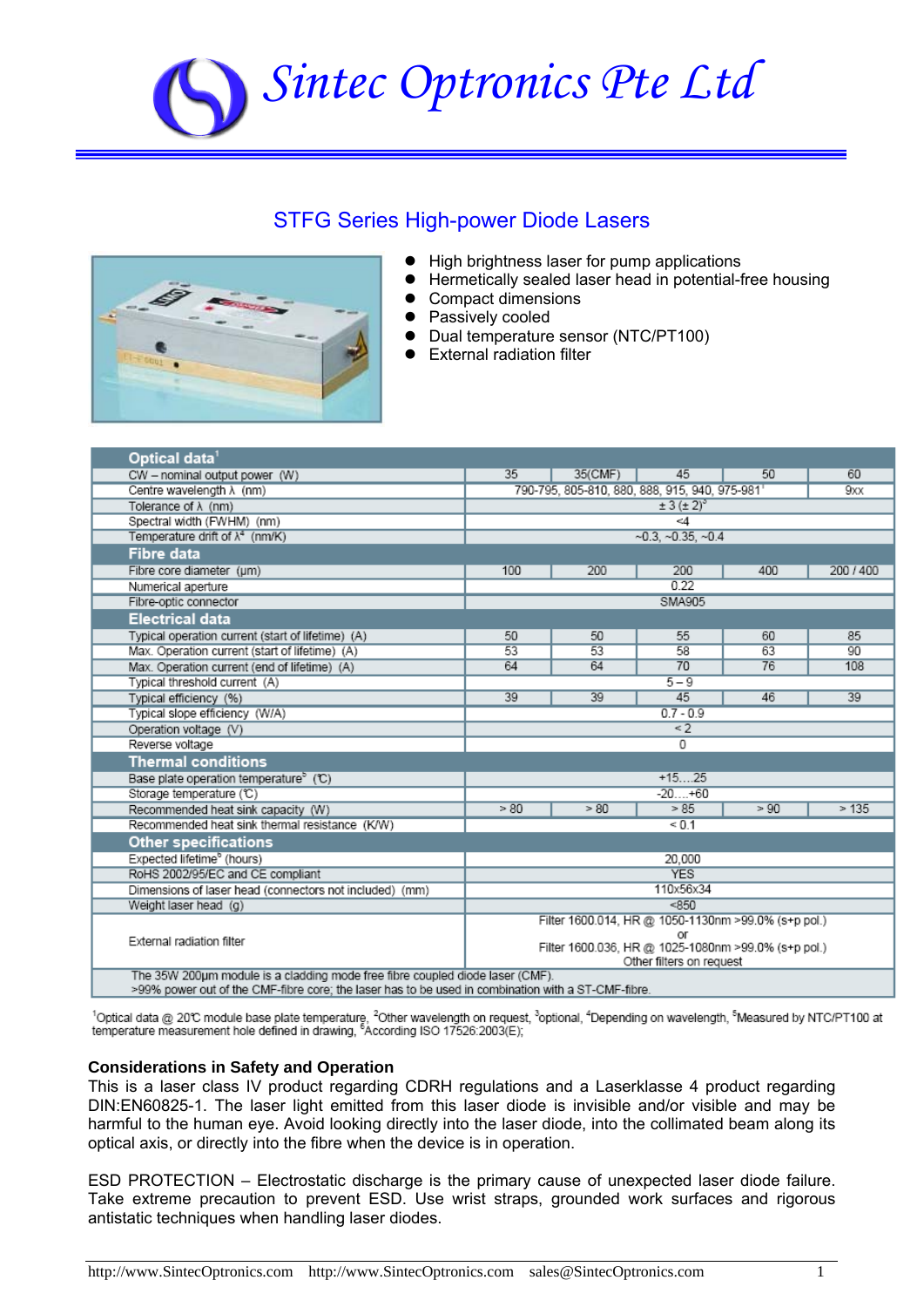# Sintec Optronics Pte Ltd

## STFG Series High-power Diode Lasers

- High brightness laser for pump applications
- Hermetically sealed laser head in potential-free housing
- Compact dimensions
- Passively cooled
- Dual temperature sensor (NTC/PT100)
- External radiation filter

| **Optical data**[1] | | | | | |
|---|---|---|---|---|---|
| CW – nominal output power (W) | 35 | 35(CMF) | 45 | 50 | 60 |
| Centre wavelength λ (nm) | 790-795, 805-810, 880, 888, 915, 940, 975-981[2] | | | | 9xx |
| Tolerance of λ (nm) | ± 3 (± 2)[3] | | | | |
| Spectral width (FWHM) (nm) | <4 | | | | |
| Temperature drift of λ[4] (nm/K) | ~0.3, ~0.35, ~0.4 | | | | |
| **Fibre data** | | | | | |
| Fibre core diameter (µm) | 100 | 200 | 200 | 400 | 200 / 400 |
| Numerical aperture | 0.22 | | | | |
| Fibre-optic connector | SMA905 | | | | |
| **Electrical data** | | | | | |
| Typical operation current (start of lifetime) (A) | 50 | 50 | 55 | 60 | 85 |
| Max. Operation current (start of lifetime) (A) | 53 | 53 | 58 | 63 | 90 |
| Max. Operation current (end of lifetime) (A) | 64 | 64 | 70 | 76 | 108 |
| Typical threshold current (A) | 5 – 9 | | | | |
| Typical efficiency (%) | 39 | 39 | 45 | 46 | 39 |
| Typical slope efficiency (W/A) | 0.7 - 0.9 | | | | |
| Operation voltage (V) | < 2 | | | | |
| Reverse voltage | 0 | | | | |
| **Thermal conditions** | | | | | |
| Base plate operation temperature[5] (°C) | +15….25 | | | | |
| Storage temperature (°C) | -20….+60 | | | | |
| Recommended heat sink capacity (W) | > 80 | > 80 | > 85 | > 90 | > 135 |
| Recommended heat sink thermal resistance (K/W) | < 0.1 | | | | |
| **Other specifications** | | | | | |
| Expected lifetime[6] (hours) | 20,000 | | | | |
| RoHS 2002/95/EC and CE compliant | YES | | | | |
| Dimensions of laser head (connectors not included) (mm) | 110x56x34 | | | | |
| Weight laser head (g) | <850 | | | | |
| External radiation filter | Filter 1600.014, HR @ 1050-1130nm >99.0% (s+p pol.) or Filter 1600.036, HR @ 1025-1080nm >99.0% (s+p pol.) Other filters on request | | | | |
| The 35W 200µm module is a cladding mode free fibre coupled diode laser (CMF). >99% power out of the CMF-fibre core; the laser has to be used in combination with a ST-CMF-fibre. | | | | | |

[1]Optical data @ 20°C module base plate temperature, [2]Other wavelength on request, [3]optional, [4]Depending on wavelength, [5]Measured by NTC/PT100 at temperature measurement hole defined in drawing, [6]According ISO 17526:2003(E);

**Considerations in Safety and Operation**

This is a laser class IV product regarding CDRH regulations and a Laserklasse 4 product regarding DIN:EN60825-1. The laser light emitted from this laser diode is invisible and/or visible and may be harmful to the human eye. Avoid looking directly into the laser diode, into the collimated beam along its optical axis, or directly into the fibre when the device is in operation.

ESD PROTECTION – Electrostatic discharge is the primary cause of unexpected laser diode failure. Take extreme precaution to prevent ESD. Use wrist straps, grounded work surfaces and rigorous antistatic techniques when handling laser diodes.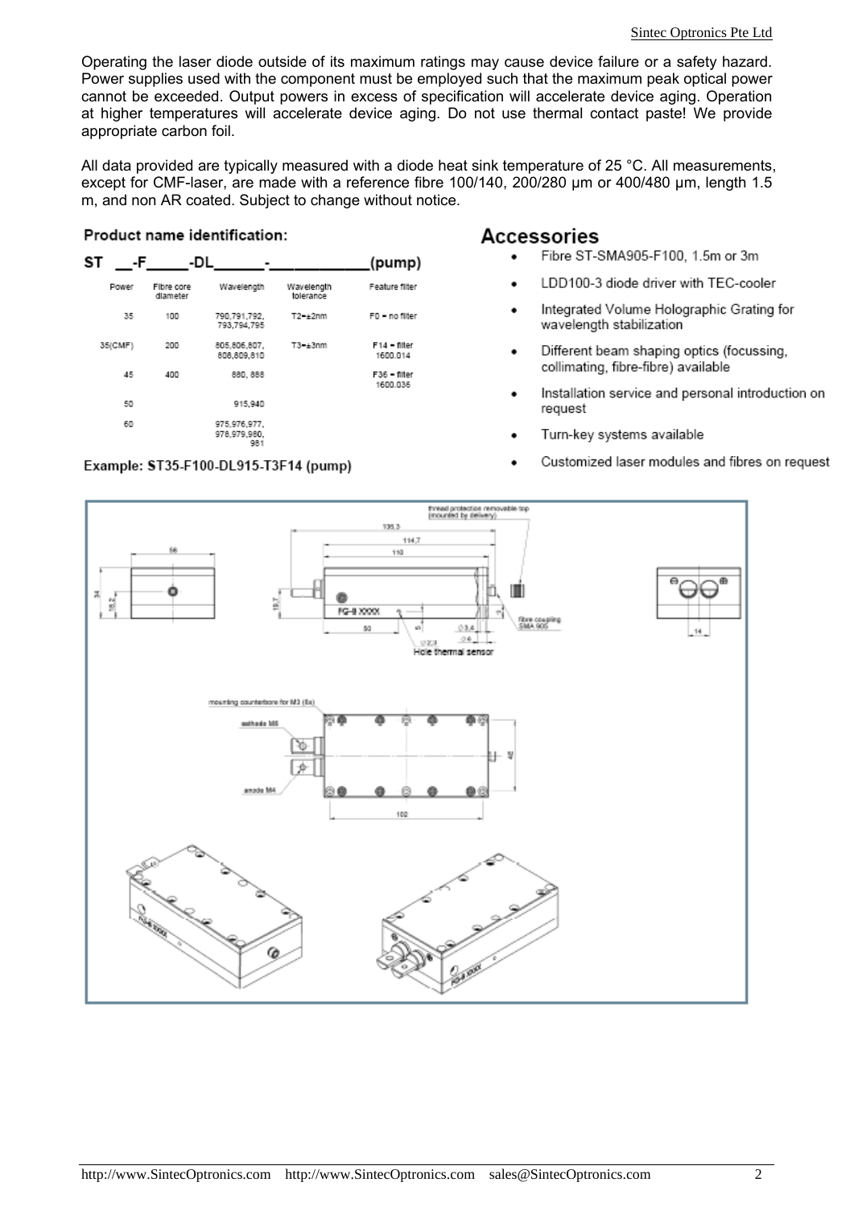Operating the laser diode outside of its maximum ratings may cause device failure or a safety hazard. Power supplies used with the component must be employed such that the maximum peak optical power cannot be exceeded. Output powers in excess of specification will accelerate device aging. Operation at higher temperatures will accelerate device aging. Do not use thermal contact paste! We provide appropriate carbon foil.

All data provided are typically measured with a diode heat sink temperature of 25 °C. All measurements, except for CMF-laser, are made with a reference fibre 100/140, 200/280 µm or 400/480 µm, length 1.5 m, and non AR coated. Subject to change without notice.

**Product name identification:**

**ST __-F_____-DL______-___________(pump)**

| Power | Fibre core diameter | Wavelength | Wavelength tolerance | Feature filter |
|---|---|---|---|---|
| 35 | 100 | 790,791,792, 793,794,795 | T2=±2nm | F0 = no filter |
| 35(CMF) | 200 | 805,806,807, 808,809,810 | T3=±3nm | F14 = filter 1600.014 |
| 45 | 400 | 880, 888 | | F36 = filter 1600.036 |
| 50 | | 915,940 | | |
| 60 | | 975,976,977, 978,979,980, 981 | | |

**Example: ST35-F100-DL915-T3F14 (pump)**

## Accessories

- Fibre ST-SMA905-F100, 1.5m or 3m
- LDD100-3 diode driver with TEC-cooler
- Integrated Volume Holographic Grating for wavelength stabilization
- Different beam shaping optics (focussing, collimating, fibre-fibre) available
- Installation service and personal introduction on request
- Turn-key systems available
- Customized laser modules and fibres on request

thread protection removable top (mounted by delivery)

136,3

114,7

110

56

34

18,2

19,7

FG-8 XXXX

50

5

Ø3,4

Ø6

Ø2,3

Hole thermal sensor

fibre coupling SMA 905

14

mounting counterbore for M3 (6x)

cathode M5

anode M4

42

102